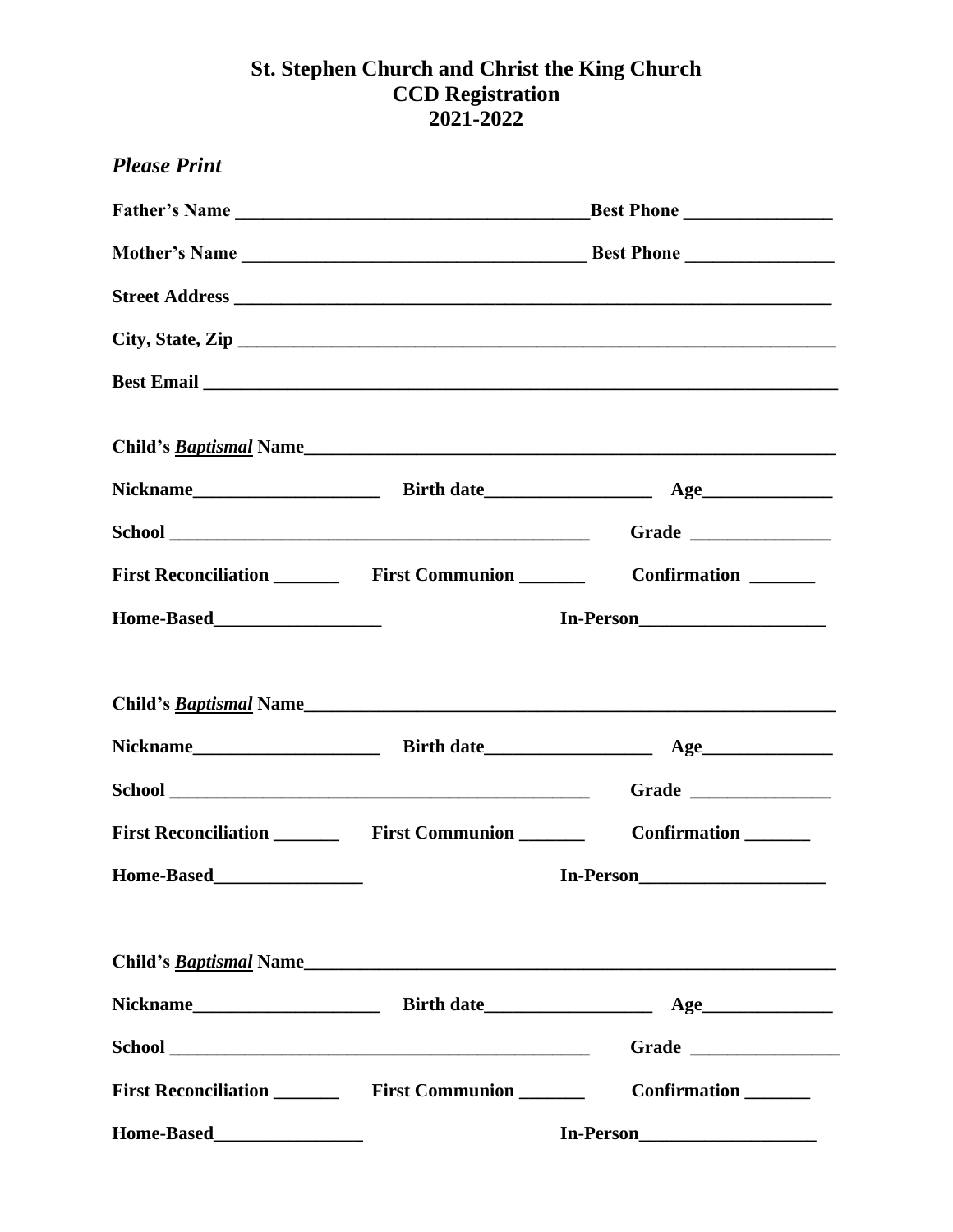# St. Stephen Church and Christ the King Church
## CCD Registration
## 2021-2022

***Please Print***

**Father's Name** _____________________________________ **Best Phone** _______________

**Mother's Name** ___________________________________ **Best Phone** _______________

**Street Address** _______________________________________________________________

**City, State, Zip** _______________________________________________________________

**Best Email** ___________________________________________________________________

**Child's *Baptismal* Name**_______________________________________________________

**Nickname**___________________ **Birth date**_________________ **Age**______________

**School** ______________________________________________ **Grade** _______________

**First Reconciliation** _______ **First Communion** _______ **Confirmation** _______

**Home-Based**_________________ **In-Person**___________________

**Child's *Baptismal* Name**_______________________________________________________

**Nickname**___________________ **Birth date**_________________ **Age**______________

**School** ______________________________________________ **Grade** _______________

**First Reconciliation** _______ **First Communion** _______ **Confirmation** _______

**Home-Based**_______________ **In-Person**___________________

**Child's *Baptismal* Name**_______________________________________________________

**Nickname**___________________ **Birth date**_________________ **Age**______________

**School** ______________________________________________ **Grade** ________________

**First Reconciliation** _______ **First Communion** _______ **Confirmation** _______

**Home-Based**_______________ **In-Person**__________________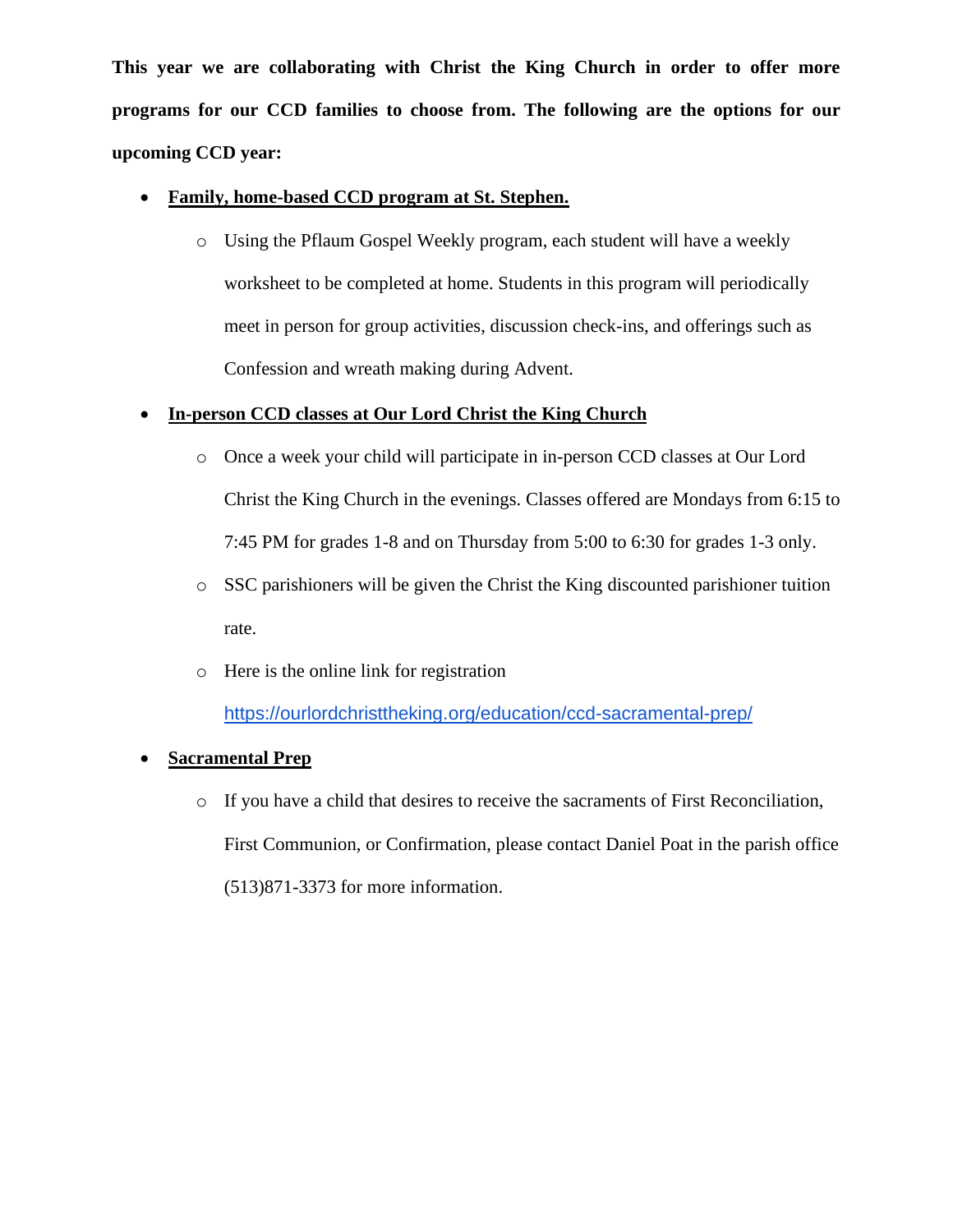**This year we are collaborating with Christ the King Church in order to offer more programs for our CCD families to choose from. The following are the options for our upcoming CCD year:**

- **<u>Family, home-based CCD program at St. Stephen.</u>**
    - Using the Pflaum Gospel Weekly program, each student will have a weekly worksheet to be completed at home. Students in this program will periodically meet in person for group activities, discussion check-ins, and offerings such as Confession and wreath making during Advent.
- **<u>In-person CCD classes at Our Lord Christ the King Church</u>**
    - Once a week your child will participate in in-person CCD classes at Our Lord Christ the King Church in the evenings. Classes offered are Mondays from 6:15 to 7:45 PM for grades 1-8 and on Thursday from 5:00 to 6:30 for grades 1-3 only.
    - SSC parishioners will be given the Christ the King discounted parishioner tuition rate.
    - Here is the online link for registration https://ourlordchristtheking.org/education/ccd-sacramental-prep/
- **<u>Sacramental Prep</u>**
    - If you have a child that desires to receive the sacraments of First Reconciliation, First Communion, or Confirmation, please contact Daniel Poat in the parish office (513)871-3373 for more information.